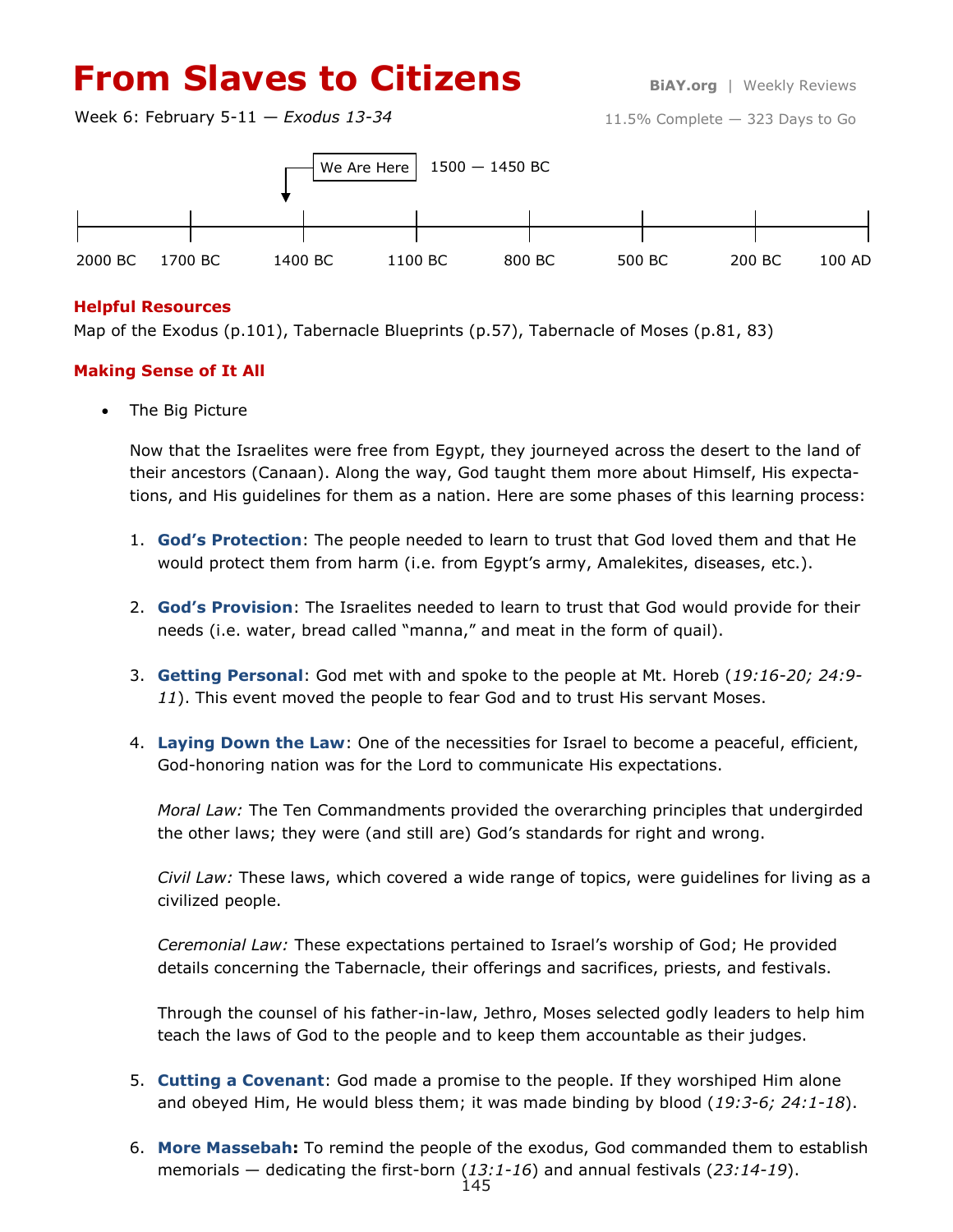# From Slaves to Citizens

BiAY.org | Weekly Reviews

Week 6: February 5-11 — *Exodus 13-34*

11.5% Complete — 323 Days to Go

We Are Here 1500 — 1450 BC

2000 BC | 1700 BC | 1400 BC | 1100 BC | 800 BC | 500 BC | 200 BC | 100 AD

## Helpful Resources

Map of the Exodus (p.101), Tabernacle Blueprints (p.57), Tabernacle of Moses (p.81, 83)

## Making Sense of It All

- The Big Picture

  Now that the Israelites were free from Egypt, they journeyed across the desert to the land of their ancestors (Canaan). Along the way, God taught them more about Himself, His expectations, and His guidelines for them as a nation. Here are some phases of this learning process:

  1. **God's Protection**: The people needed to learn to trust that God loved them and that He would protect them from harm (i.e. from Egypt's army, Amalekites, diseases, etc.).

  2. **God's Provision**: The Israelites needed to learn to trust that God would provide for their needs (i.e. water, bread called "manna," and meat in the form of quail).

  3. **Getting Personal**: God met with and spoke to the people at Mt. Horeb (*19:16-20; 24:9-11*). This event moved the people to fear God and to trust His servant Moses.

  4. **Laying Down the Law**: One of the necessities for Israel to become a peaceful, efficient, God-honoring nation was for the Lord to communicate His expectations.

     *Moral Law:* The Ten Commandments provided the overarching principles that undergirded the other laws; they were (and still are) God's standards for right and wrong.

     *Civil Law:* These laws, which covered a wide range of topics, were guidelines for living as a civilized people.

     *Ceremonial Law:* These expectations pertained to Israel's worship of God; He provided details concerning the Tabernacle, their offerings and sacrifices, priests, and festivals.

     Through the counsel of his father-in-law, Jethro, Moses selected godly leaders to help him teach the laws of God to the people and to keep them accountable as their judges.

  5. **Cutting a Covenant**: God made a promise to the people. If they worshiped Him alone and obeyed Him, He would bless them; it was made binding by blood (*19:3-6; 24:1-18*).

  6. **More Massebah:** To remind the people of the exodus, God commanded them to establish memorials — dedicating the first-born (*13:1-16*) and annual festivals (*23:14-19*).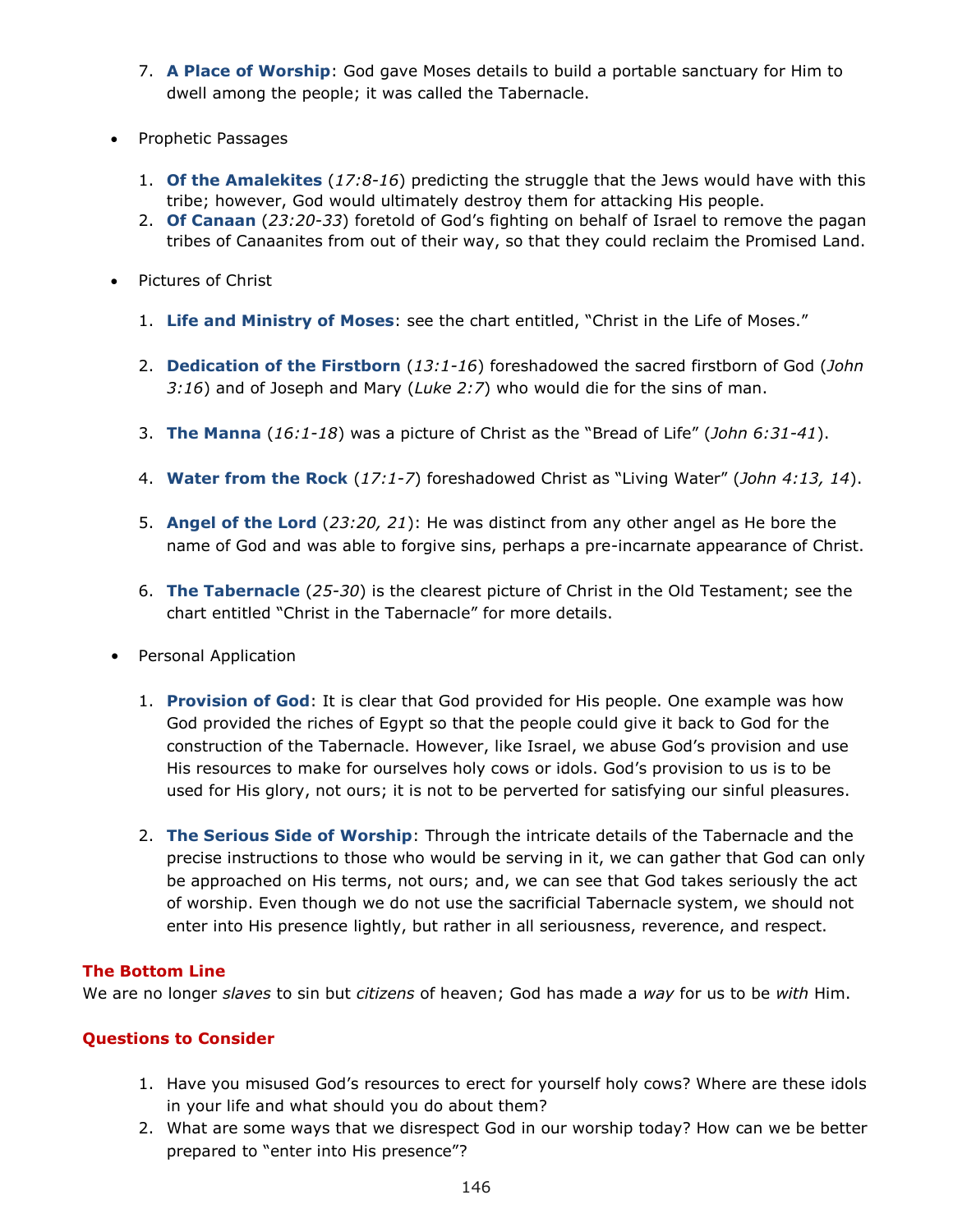7. **A Place of Worship**: God gave Moses details to build a portable sanctuary for Him to dwell among the people; it was called the Tabernacle.

- Prophetic Passages

1. **Of the Amalekites** (*17:8-16*) predicting the struggle that the Jews would have with this tribe; however, God would ultimately destroy them for attacking His people.
2. **Of Canaan** (*23:20-33*) foretold of God's fighting on behalf of Israel to remove the pagan tribes of Canaanites from out of their way, so that they could reclaim the Promised Land.

- Pictures of Christ

1. **Life and Ministry of Moses**: see the chart entitled, "Christ in the Life of Moses."

2. **Dedication of the Firstborn** (*13:1-16*) foreshadowed the sacred firstborn of God (*John 3:16*) and of Joseph and Mary (*Luke 2:7*) who would die for the sins of man.

3. **The Manna** (*16:1-18*) was a picture of Christ as the "Bread of Life" (*John 6:31-41*).

4. **Water from the Rock** (*17:1-7*) foreshadowed Christ as "Living Water" (*John 4:13, 14*).

5. **Angel of the Lord** (*23:20, 21*): He was distinct from any other angel as He bore the name of God and was able to forgive sins, perhaps a pre-incarnate appearance of Christ.

6. **The Tabernacle** (*25-30*) is the clearest picture of Christ in the Old Testament; see the chart entitled "Christ in the Tabernacle" for more details.

- Personal Application

1. **Provision of God**: It is clear that God provided for His people. One example was how God provided the riches of Egypt so that the people could give it back to God for the construction of the Tabernacle. However, like Israel, we abuse God's provision and use His resources to make for ourselves holy cows or idols. God's provision to us is to be used for His glory, not ours; it is not to be perverted for satisfying our sinful pleasures.

2. **The Serious Side of Worship**: Through the intricate details of the Tabernacle and the precise instructions to those who would be serving in it, we can gather that God can only be approached on His terms, not ours; and, we can see that God takes seriously the act of worship. Even though we do not use the sacrificial Tabernacle system, we should not enter into His presence lightly, but rather in all seriousness, reverence, and respect.

### The Bottom Line

We are no longer *slaves* to sin but *citizens* of heaven; God has made a *way* for us to be *with* Him.

### Questions to Consider

1. Have you misused God's resources to erect for yourself holy cows? Where are these idols in your life and what should you do about them?
2. What are some ways that we disrespect God in our worship today? How can we be better prepared to "enter into His presence"?